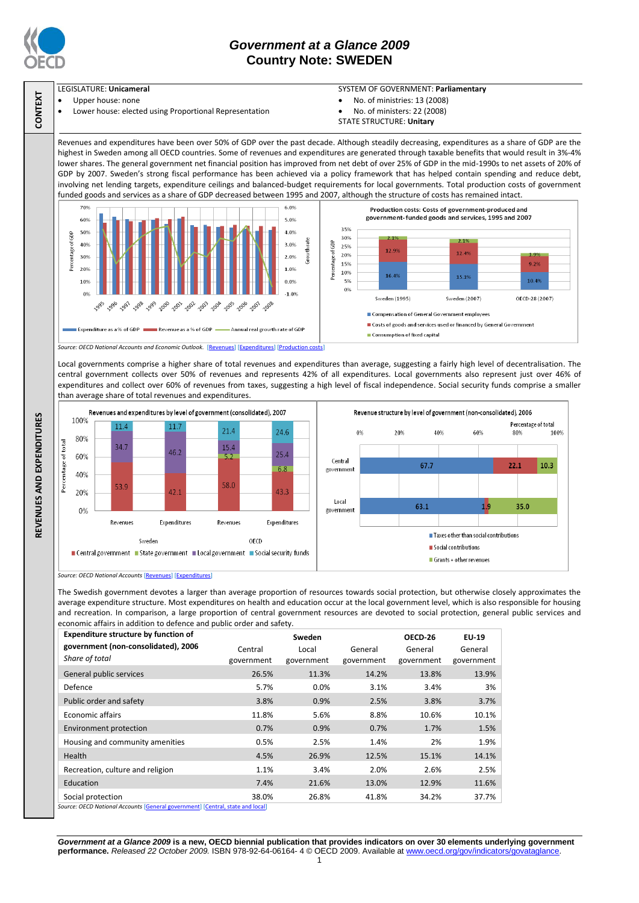# *Government at a Glance 2009*
# Country Note: SWEDEN

CONTEXT

| LEGISLATURE: **Unicameral** | SYSTEM OF GOVERNMENT: **Parliamentary** |
|---|---|
| • Upper house: none | • No. of ministries: 13 (2008) |
| • Lower house: elected using Proportional Representation | • No. of ministers: 22 (2008) |
| | STATE STRUCTURE: **Unitary** |

REVENUES AND EXPENDITURES

Revenues and expenditures have been over 50% of GDP over the past decade. Although steadily decreasing, expenditures as a share of GDP are the highest in Sweden among all OECD countries. Some of revenues and expenditures are generated through taxable benefits that would result in 3%-4% lower shares. The general government net financial position has improved from net debt of over 25% of GDP in the mid-1990s to net assets of 20% of GDP by 2007. Sweden's strong fiscal performance has been achieved via a policy framework that has helped contain spending and reduce debt, involving net lending targets, expenditure ceilings and balanced-budget requirements for local governments. Total production costs of government funded goods and services as a share of GDP decreased between 1995 and 2007, although the structure of costs has remained intact.

*Source: OECD National Accounts and Economic Outlook.* [Revenues] [Expenditures] [Production costs]

Local governments comprise a higher share of total revenues and expenditures than average, suggesting a fairly high level of decentralisation. The central government collects over 50% of revenues and represents 42% of all expenditures. Local governments also represent just over 46% of expenditures and collect over 60% of revenues from taxes, suggesting a high level of fiscal independence. Social security funds comprise a smaller than average share of total revenues and expenditures.

*Source: OECD National Accounts* [Revenues] [Expenditures]

The Swedish government devotes a larger than average proportion of resources towards social protection, but otherwise closely approximates the average expenditure structure. Most expenditures on health and education occur at the local government level, which is also responsible for housing and recreation. In comparison, a large proportion of central government resources are devoted to social protection, general public services and economic affairs in addition to defence and public order and safety.

| **Expenditure structure by function of government (non-consolidated), 2006** *Share of total* | Sweden | | | OECD-26 | EU-19 |
|---|---|---|---|---|---|
| | Central government | Local government | General government | General government | General government |
| General public services | 26.5% | 11.3% | 14.2% | 13.8% | 13.9% |
| Defence | 5.7% | 0.0% | 3.1% | 3.4% | 3% |
| Public order and safety | 3.8% | 0.9% | 2.5% | 3.8% | 3.7% |
| Economic affairs | 11.8% | 5.6% | 8.8% | 10.6% | 10.1% |
| Environment protection | 0.7% | 0.9% | 0.7% | 1.7% | 1.5% |
| Housing and community amenities | 0.5% | 2.5% | 1.4% | 2% | 1.9% |
| Health | 4.5% | 26.9% | 12.5% | 15.1% | 14.1% |
| Recreation, culture and religion | 1.1% | 3.4% | 2.0% | 2.6% | 2.5% |
| Education | 7.4% | 21.6% | 13.0% | 12.9% | 11.6% |
| Social protection | 38.0% | 26.8% | 41.8% | 34.2% | 37.7% |

*Source: OECD National Accounts* [General government] [Central, state and local]

***Government at a Glance 2009*** **is a new, OECD biennial publication that provides indicators on over 30 elements underlying government performance.** *Released 22 October 2009.* ISBN 978-92-64-06164- 4 © OECD 2009. Available at www.oecd.org/gov/indicators/govataglance.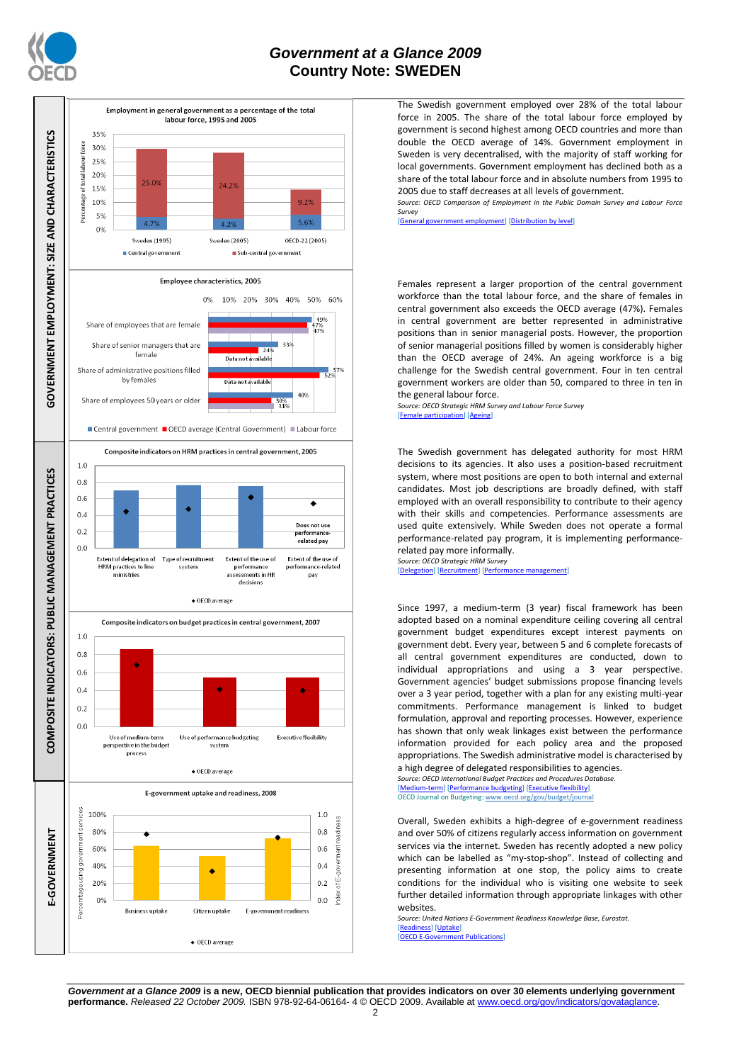# Government at a Glance 2009
## Country Note: SWEDEN

### GOVERNMENT EMPLOYMENT: SIZE AND CHARACTERISTICS

**Employment in general government as a percentage of the total labour force, 1995 and 2005**

| | Central government | Sub-central government |
|---|---|---|
| Sweden (1995) | 4.7% | 25.0% |
| Sweden (2005) | 4.2% | 24.2% |
| OECD-22 (2005) | 5.6% | 9.2% |

The Swedish government employed over 28% of the total labour force in 2005. The share of the total labour force employed by government is second highest among OECD countries and more than double the OECD average of 14%. Government employment in Sweden is very decentralised, with the majority of staff working for local governments. Government employment has declined both as a share of the total labour force and in absolute numbers from 1995 to 2005 due to staff decreases at all levels of government.

*Source: OECD Comparison of Employment in the Public Domain Survey and Labour Force Survey*

[General government employment] [Distribution by level]

**Employee characteristics, 2005**

| | Central government | OECD average (Central Government) | Labour force |
|---|---|---|---|
| Share of employees that are female | 49% | 47% | 47% |
| Share of senior managers that are female | 33% | 24% | Data not available |
| Share of administrative positions filled by females | 57% | 52% | Data not available |
| Share of employees 50 years or older | 40% | 30% | 31% |

Females represent a larger proportion of the central government workforce than the total labour force, and the share of females in central government also exceeds the OECD average (47%). Females in central government are better represented in administrative positions than in senior managerial posts. However, the proportion of senior managerial positions filled by women is considerably higher than the OECD average of 24%. An ageing workforce is a big challenge for the Swedish central government. Four in ten central government workers are older than 50, compared to three in ten in the general labour force.

*Source: OECD Strategic HRM Survey and Labour Force Survey*

[Female participation] [Ageing]

### COMPOSITE INDICATORS: PUBLIC MANAGEMENT PRACTICES

**Composite indicators on HRM practices in central government, 2005**

Extent of delegation of HRM practices to line ministries; Type of recruitment system; Extent of the use of performance assessments in HR decisions; Extent of the use of performance-related pay (Does not use performance-related pay)

◆ OECD average

The Swedish government has delegated authority for most HRM decisions to its agencies. It also uses a position-based recruitment system, where most positions are open to both internal and external candidates. Most job descriptions are broadly defined, with staff employed with an overall responsibility to contribute to their agency with their skills and competencies. Performance assessments are used quite extensively. While Sweden does not operate a formal performance-related pay program, it is implementing performance-related pay more informally.

*Source: OECD Strategic HRM Survey*

[Delegation] [Recruitment] [Performance management]

**Composite indicators on budget practices in central government, 2007**

Use of medium-term perspective in the budget process; Use of performance budgeting system; Executive flexibility

◆ OECD average

Since 1997, a medium-term (3 year) fiscal framework has been adopted based on a nominal expenditure ceiling covering all central government budget expenditures except interest payments on government debt. Every year, between 5 and 6 complete forecasts of all central government expenditures are conducted, down to individual appropriations and using a 3 year perspective. Government agencies' budget submissions propose financing levels over a 3 year period, together with a plan for any existing multi-year commitments. Performance management is linked to budget formulation, approval and reporting processes. However, experience has shown that only weak linkages exist between the performance information provided for each policy area and the proposed appropriations. The Swedish administrative model is characterised by a high degree of delegated responsibilities to agencies.

*Source: OECD International Budget Practices and Procedures Database.*

[Medium-term] [Performance budgeting] [Executive flexibility]

OECD Journal on Budgeting: www.oecd.org/gov/budget/journal

### E-GOVERNMENT

**E-government uptake and readiness, 2008**

Business uptake; Citizen uptake; E-government readiness

◆ OECD average

Overall, Sweden exhibits a high-degree of e-government readiness and over 50% of citizens regularly access information on government services via the internet. Sweden has recently adopted a new policy which can be labelled as "my-stop-shop". Instead of collecting and presenting information at one stop, the policy aims to create conditions for the individual who is visiting one website to seek further detailed information through appropriate linkages with other websites.

*Source: United Nations E-Government Readiness Knowledge Base, Eurostat.*

[Readiness] [Uptake]

[OECD E-Government Publications]

***Government at a Glance 2009*** **is a new, OECD biennial publication that provides indicators on over 30 elements underlying government performance.** *Released 22 October 2009.* ISBN 978-92-64-06164- 4 © OECD 2009. Available at www.oecd.org/gov/indicators/govataglance.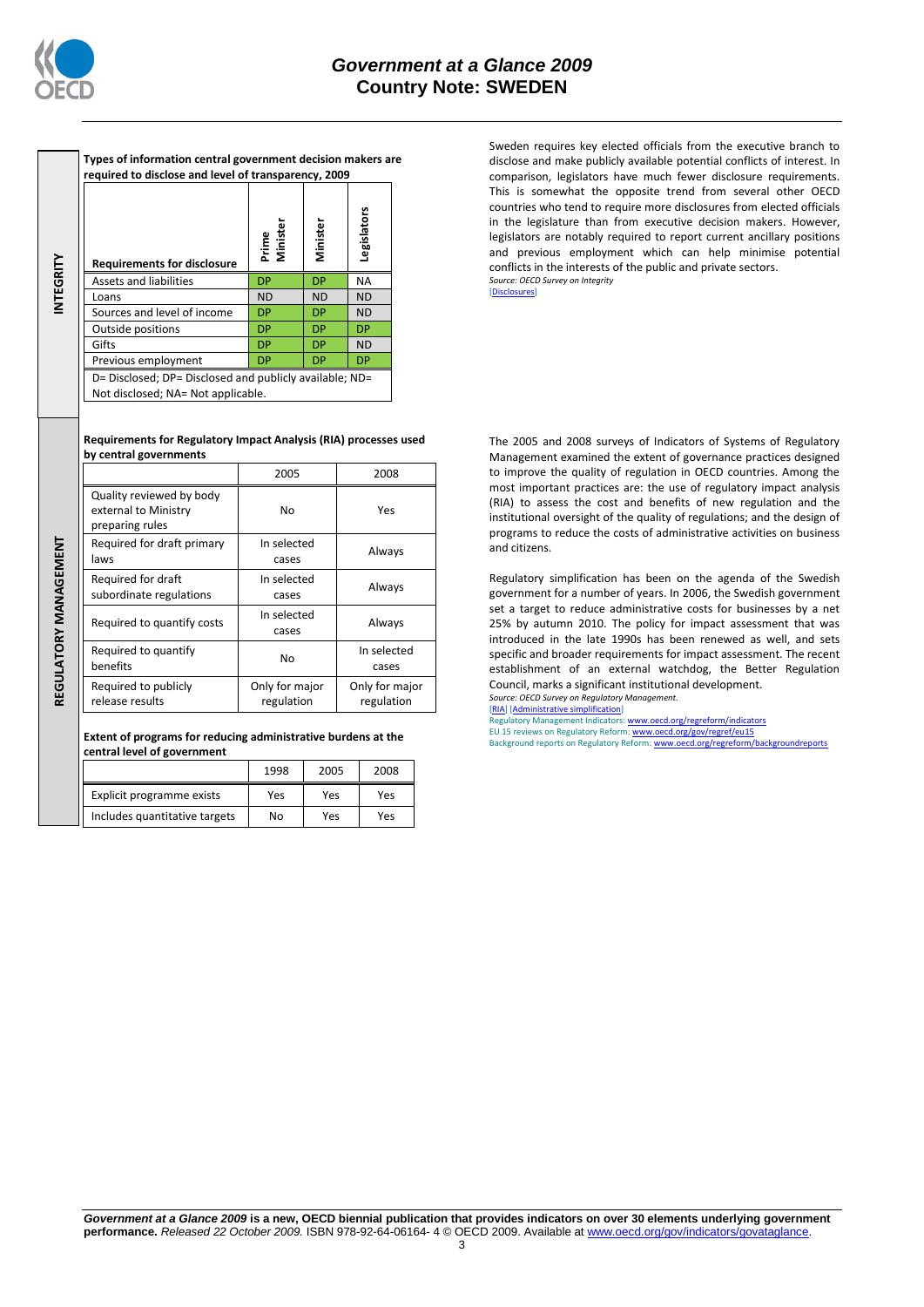## INTEGRITY

**Types of information central government decision makers are required to disclose and level of transparency, 2009**

| Requirements for disclosure | Prime Minister | Minister | Legislators |
|---|---|---|---|
| Assets and liabilities | DP | DP | NA |
| Loans | ND | ND | ND |
| Sources and level of income | DP | DP | ND |
| Outside positions | DP | DP | DP |
| Gifts | DP | DP | ND |
| Previous employment | DP | DP | DP |

D= Disclosed; DP= Disclosed and publicly available; ND= Not disclosed; NA= Not applicable.

Sweden requires key elected officials from the executive branch to disclose and make publicly available potential conflicts of interest. In comparison, legislators have much fewer disclosure requirements. This is somewhat the opposite trend from several other OECD countries who tend to require more disclosures from elected officials in the legislature than from executive decision makers. However, legislators are notably required to report current ancillary positions and previous employment which can help minimise potential conflicts in the interests of the public and private sectors.

*Source: OECD Survey on Integrity*
[Disclosures]

## REGULATORY MANAGEMENT

**Requirements for Regulatory Impact Analysis (RIA) processes used by central governments**

| | 2005 | 2008 |
|---|---|---|
| Quality reviewed by body external to Ministry preparing rules | No | Yes |
| Required for draft primary laws | In selected cases | Always |
| Required for draft subordinate regulations | In selected cases | Always |
| Required to quantify costs | In selected cases | Always |
| Required to quantify benefits | No | In selected cases |
| Required to publicly release results | Only for major regulation | Only for major regulation |

**Extent of programs for reducing administrative burdens at the central level of government**

| | 1998 | 2005 | 2008 |
|---|---|---|---|
| Explicit programme exists | Yes | Yes | Yes |
| Includes quantitative targets | No | Yes | Yes |

The 2005 and 2008 surveys of Indicators of Systems of Regulatory Management examined the extent of governance practices designed to improve the quality of regulation in OECD countries. Among the most important practices are: the use of regulatory impact analysis (RIA) to assess the cost and benefits of new regulation and the institutional oversight of the quality of regulations; and the design of programs to reduce the costs of administrative activities on business and citizens.

Regulatory simplification has been on the agenda of the Swedish government for a number of years. In 2006, the Swedish government set a target to reduce administrative costs for businesses by a net 25% by autumn 2010. The policy for impact assessment that was introduced in the late 1990s has been renewed as well, and sets specific and broader requirements for impact assessment. The recent establishment of an external watchdog, the Better Regulation Council, marks a significant institutional development.

*Source: OECD Survey on Regulatory Management.*
[RIA] [Administrative simplification]
Regulatory Management Indicators: www.oecd.org/regreform/indicators
EU 15 reviews on Regulatory Reform: www.oecd.org/gov/regref/eu15
Background reports on Regulatory Reform: www.oecd.org/regreform/backgroundreports

***Government at a Glance 2009*** **is a new, OECD biennial publication that provides indicators on over 30 elements underlying government performance.** *Released 22 October 2009.* ISBN 978-92-64-06164- 4 © OECD 2009. Available at www.oecd.org/gov/indicators/govataglance.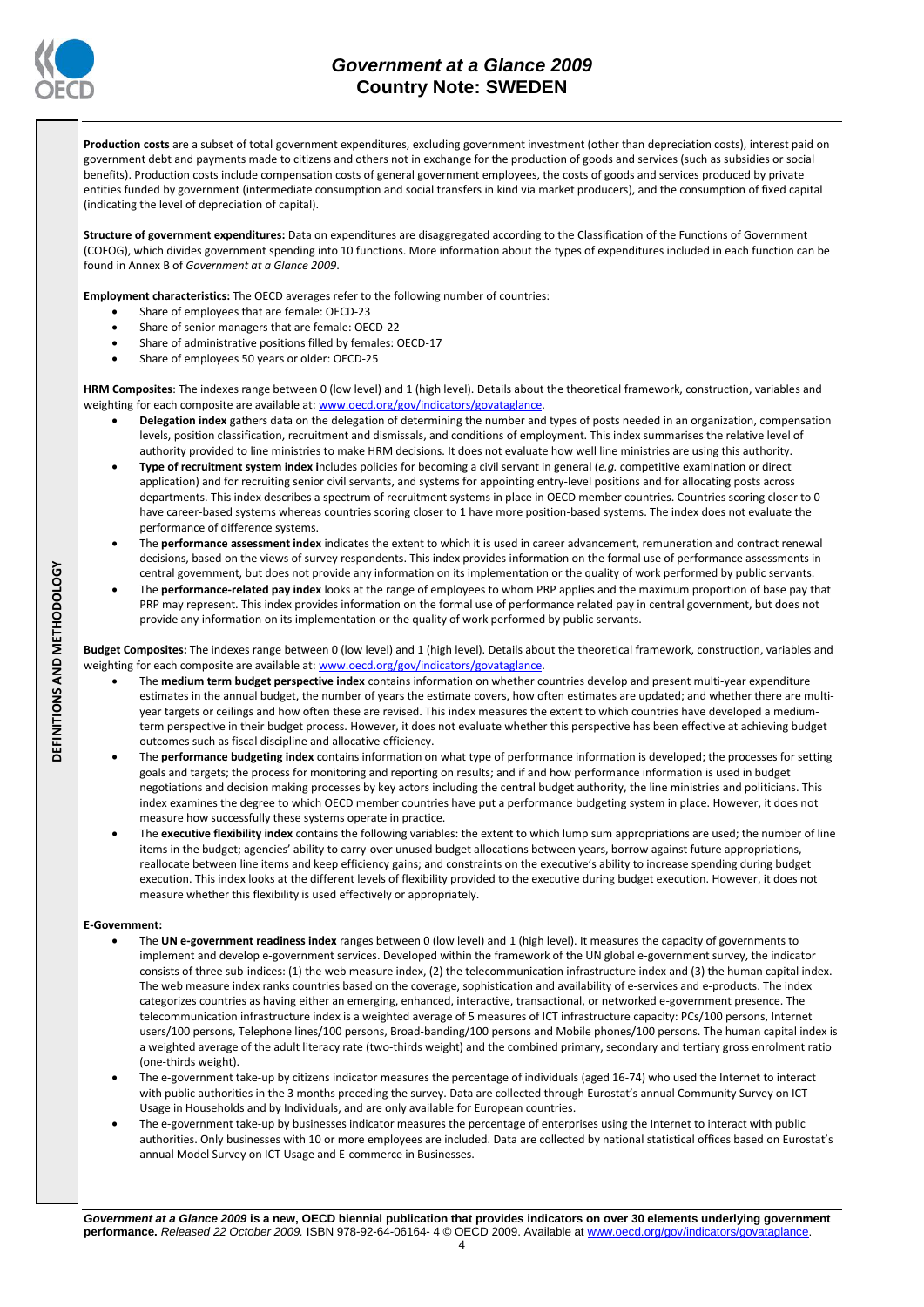**Production costs** are a subset of total government expenditures, excluding government investment (other than depreciation costs), interest paid on government debt and payments made to citizens and others not in exchange for the production of goods and services (such as subsidies or social benefits). Production costs include compensation costs of general government employees, the costs of goods and services produced by private entities funded by government (intermediate consumption and social transfers in kind via market producers), and the consumption of fixed capital (indicating the level of depreciation of capital).

**Structure of government expenditures:** Data on expenditures are disaggregated according to the Classification of the Functions of Government (COFOG), which divides government spending into 10 functions. More information about the types of expenditures included in each function can be found in Annex B of *Government at a Glance 2009*.

**Employment characteristics:** The OECD averages refer to the following number of countries:

- Share of employees that are female: OECD-23
- Share of senior managers that are female: OECD-22
- Share of administrative positions filled by females: OECD-17
- Share of employees 50 years or older: OECD-25

**HRM Composites**: The indexes range between 0 (low level) and 1 (high level). Details about the theoretical framework, construction, variables and weighting for each composite are available at: www.oecd.org/gov/indicators/govataglance.

- **Delegation index** gathers data on the delegation of determining the number and types of posts needed in an organization, compensation levels, position classification, recruitment and dismissals, and conditions of employment. This index summarises the relative level of authority provided to line ministries to make HRM decisions. It does not evaluate how well line ministries are using this authority.
- **Type of recruitment system index i**ncludes policies for becoming a civil servant in general (*e.g.* competitive examination or direct application) and for recruiting senior civil servants, and systems for appointing entry-level positions and for allocating posts across departments. This index describes a spectrum of recruitment systems in place in OECD member countries. Countries scoring closer to 0 have career-based systems whereas countries scoring closer to 1 have more position-based systems. The index does not evaluate the performance of difference systems.
- The **performance assessment index** indicates the extent to which it is used in career advancement, remuneration and contract renewal decisions, based on the views of survey respondents. This index provides information on the formal use of performance assessments in central government, but does not provide any information on its implementation or the quality of work performed by public servants.
- The **performance-related pay index** looks at the range of employees to whom PRP applies and the maximum proportion of base pay that PRP may represent. This index provides information on the formal use of performance related pay in central government, but does not provide any information on its implementation or the quality of work performed by public servants.

**Budget Composites:** The indexes range between 0 (low level) and 1 (high level). Details about the theoretical framework, construction, variables and weighting for each composite are available at: www.oecd.org/gov/indicators/govataglance.

- The **medium term budget perspective index** contains information on whether countries develop and present multi-year expenditure estimates in the annual budget, the number of years the estimate covers, how often estimates are updated; and whether there are multi-year targets or ceilings and how often these are revised. This index measures the extent to which countries have developed a medium-term perspective in their budget process. However, it does not evaluate whether this perspective has been effective at achieving budget outcomes such as fiscal discipline and allocative efficiency.
- The **performance budgeting index** contains information on what type of performance information is developed; the processes for setting goals and targets; the process for monitoring and reporting on results; and if and how performance information is used in budget negotiations and decision making processes by key actors including the central budget authority, the line ministries and politicians. This index examines the degree to which OECD member countries have put a performance budgeting system in place. However, it does not measure how successfully these systems operate in practice.
- The **executive flexibility index** contains the following variables: the extent to which lump sum appropriations are used; the number of line items in the budget; agencies' ability to carry-over unused budget allocations between years, borrow against future appropriations, reallocate between line items and keep efficiency gains; and constraints on the executive's ability to increase spending during budget execution. This index looks at the different levels of flexibility provided to the executive during budget execution. However, it does not measure whether this flexibility is used effectively or appropriately.

**E-Government:**

- The **UN e-government readiness index** ranges between 0 (low level) and 1 (high level). It measures the capacity of governments to implement and develop e-government services. Developed within the framework of the UN global e-government survey, the indicator consists of three sub-indices: (1) the web measure index, (2) the telecommunication infrastructure index and (3) the human capital index. The web measure index ranks countries based on the coverage, sophistication and availability of e-services and e-products. The index categorizes countries as having either an emerging, enhanced, interactive, transactional, or networked e-government presence. The telecommunication infrastructure index is a weighted average of 5 measures of ICT infrastructure capacity: PCs/100 persons, Internet users/100 persons, Telephone lines/100 persons, Broad-banding/100 persons and Mobile phones/100 persons. The human capital index is a weighted average of the adult literacy rate (two-thirds weight) and the combined primary, secondary and tertiary gross enrolment ratio (one-thirds weight).
- The e-government take-up by citizens indicator measures the percentage of individuals (aged 16-74) who used the Internet to interact with public authorities in the 3 months preceding the survey. Data are collected through Eurostat's annual Community Survey on ICT Usage in Households and by Individuals, and are only available for European countries.
- The e-government take-up by businesses indicator measures the percentage of enterprises using the Internet to interact with public authorities. Only businesses with 10 or more employees are included. Data are collected by national statistical offices based on Eurostat's annual Model Survey on ICT Usage and E-commerce in Businesses.